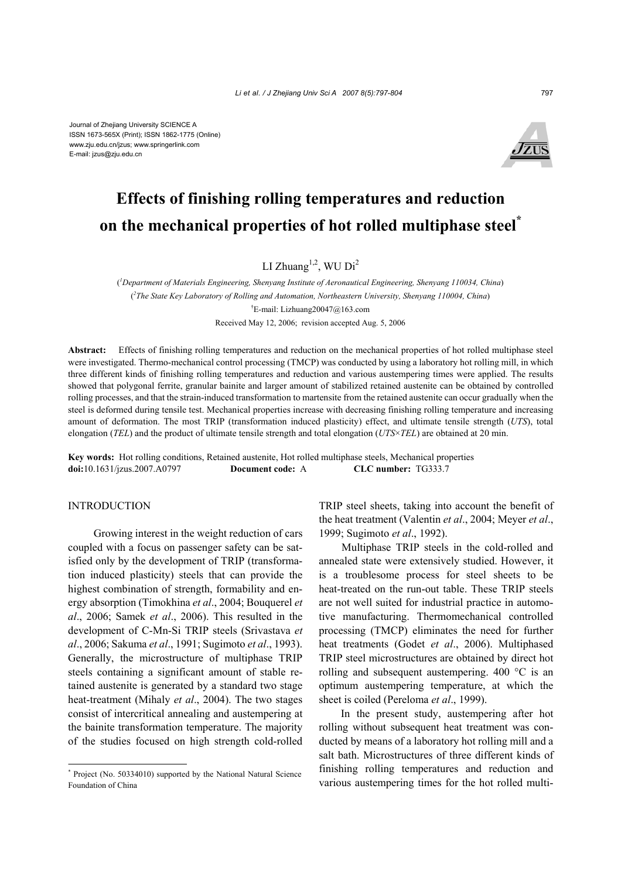Journal of Zhejiang University SCIENCE A
ISSN 1673-565X (Print); ISSN 1862-1775 (Online)
www.zju.edu.cn/jzus; www.springerlink.com
E-mail: jzus@zju.edu.cn

# Effects of finishing rolling temperatures and reduction on the mechanical properties of hot rolled multiphase steel*

LI Zhuang[1,2], WU Di[2]

([1]Department of Materials Engineering, Shenyang Institute of Aeronautical Engineering, Shenyang 110034, China)

([2]The State Key Laboratory of Rolling and Automation, Northeastern University, Shenyang 110004, China)

[†]E-mail: Lizhuang20047@163.com

Received May 12, 2006; revision accepted Aug. 5, 2006

**Abstract:** Effects of finishing rolling temperatures and reduction on the mechanical properties of hot rolled multiphase steel were investigated. Thermo-mechanical control processing (TMCP) was conducted by using a laboratory hot rolling mill, in which three different kinds of finishing rolling temperatures and reduction and various austempering times were applied. The results showed that polygonal ferrite, granular bainite and larger amount of stabilized retained austenite can be obtained by controlled rolling processes, and that the strain-induced transformation to martensite from the retained austenite can occur gradually when the steel is deformed during tensile test. Mechanical properties increase with decreasing finishing rolling temperature and increasing amount of deformation. The most TRIP (transformation induced plasticity) effect, and ultimate tensile strength (*UTS*), total elongation (*TEL*) and the product of ultimate tensile strength and total elongation (*UTS*×*TEL*) are obtained at 20 min.

**Key words:** Hot rolling conditions, Retained austenite, Hot rolled multiphase steels, Mechanical properties

**doi:**10.1631/jzus.2007.A0797 **Document code:** A **CLC number:** TG333.7

## INTRODUCTION

Growing interest in the weight reduction of cars coupled with a focus on passenger safety can be satisfied only by the development of TRIP (transformation induced plasticity) steels that can provide the highest combination of strength, formability and energy absorption (Timokhina *et al*., 2004; Bouquerel *et al*., 2006; Samek *et al*., 2006). This resulted in the development of C-Mn-Si TRIP steels (Srivastava *et al*., 2006; Sakuma *et al*., 1991; Sugimoto *et al*., 1993). Generally, the microstructure of multiphase TRIP steels containing a significant amount of stable retained austenite is generated by a standard two stage heat-treatment (Mihaly *et al*., 2004). The two stages consist of intercritical annealing and austempering at the bainite transformation temperature. The majority of the studies focused on high strength cold-rolled TRIP steel sheets, taking into account the benefit of the heat treatment (Valentin *et al*., 2004; Meyer *et al*., 1999; Sugimoto *et al*., 1992).

Multiphase TRIP steels in the cold-rolled and annealed state were extensively studied. However, it is a troublesome process for steel sheets to be heat-treated on the run-out table. These TRIP steels are not well suited for industrial practice in automotive manufacturing. Thermomechanical controlled processing (TMCP) eliminates the need for further heat treatments (Godet *et al*., 2006). Multiphased TRIP steel microstructures are obtained by direct hot rolling and subsequent austempering. 400 °C is an optimum austempering temperature, at which the sheet is coiled (Pereloma *et al*., 1999).

In the present study, austempering after hot rolling without subsequent heat treatment was conducted by means of a laboratory hot rolling mill and a salt bath. Microstructures of three different kinds of finishing rolling temperatures and reduction and various austempering times for the hot rolled multi-

* Project (No. 50334010) supported by the National Natural Science Foundation of China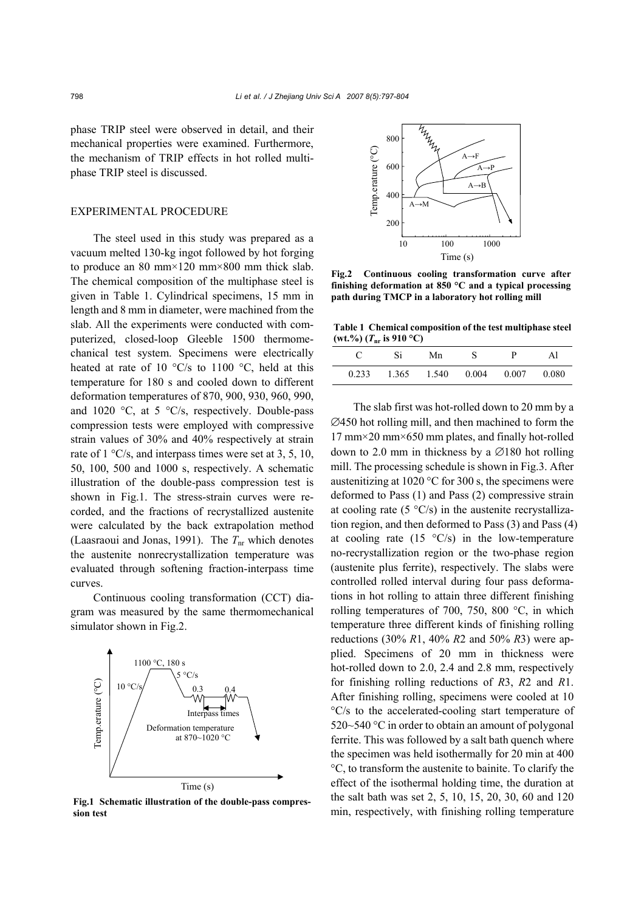phase TRIP steel were observed in detail, and their mechanical properties were examined. Furthermore, the mechanism of TRIP effects in hot rolled multiphase TRIP steel is discussed.

## EXPERIMENTAL PROCEDURE

The steel used in this study was prepared as a vacuum melted 130-kg ingot followed by hot forging to produce an 80 mm×120 mm×800 mm thick slab. The chemical composition of the multiphase steel is given in Table 1. Cylindrical specimens, 15 mm in length and 8 mm in diameter, were machined from the slab. All the experiments were conducted with computerized, closed-loop Gleeble 1500 thermomechanical test system. Specimens were electrically heated at rate of 10 °C/s to 1100 °C, held at this temperature for 180 s and cooled down to different deformation temperatures of 870, 900, 930, 960, 990, and 1020 °C, at 5 °C/s, respectively. Double-pass compression tests were employed with compressive strain values of 30% and 40% respectively at strain rate of 1 °C/s, and interpass times were set at 3, 5, 10, 50, 100, 500 and 1000 s, respectively. A schematic illustration of the double-pass compression test is shown in Fig.1. The stress-strain curves were recorded, and the fractions of recrystallized austenite were calculated by the back extrapolation method (Laasraoui and Jonas, 1991). The $T_{nr}$ which denotes the austenite nonrecrystallization temperature was evaluated through softening fraction-interpass time curves.

Continuous cooling transformation (CCT) diagram was measured by the same thermomechanical simulator shown in Fig.2.

**Fig.1 Schematic illustration of the double-pass compression test**

**Fig.2 Continuous cooling transformation curve after finishing deformation at 850 °C and a typical processing path during TMCP in a laboratory hot rolling mill**

**Table 1 Chemical composition of the test multiphase steel (wt.%) ($T_{nr}$ is 910 °C)**

| C | Si | Mn | S | P | Al |
|---|---|---|---|---|---|
| 0.233 | 1.365 | 1.540 | 0.004 | 0.007 | 0.080 |

The slab first was hot-rolled down to 20 mm by a ∅450 hot rolling mill, and then machined to form the 17 mm×20 mm×650 mm plates, and finally hot-rolled down to 2.0 mm in thickness by a ∅180 hot rolling mill. The processing schedule is shown in Fig.3. After austenitizing at 1020 °C for 300 s, the specimens were deformed to Pass (1) and Pass (2) compressive strain at cooling rate (5 °C/s) in the austenite recrystallization region, and then deformed to Pass (3) and Pass (4) at cooling rate (15 °C/s) in the low-temperature no-recrystallization region or the two-phase region (austenite plus ferrite), respectively. The slabs were controlled rolled interval during four pass deformations in hot rolling to attain three different finishing rolling temperatures of 700, 750, 800 °C, in which temperature three different kinds of finishing rolling reductions (30% *R*1, 40% *R*2 and 50% *R*3) were applied. Specimens of 20 mm in thickness were hot-rolled down to 2.0, 2.4 and 2.8 mm, respectively for finishing rolling reductions of *R*3, *R*2 and *R*1. After finishing rolling, specimens were cooled at 10 °C/s to the accelerated-cooling start temperature of 520~540 °C in order to obtain an amount of polygonal ferrite. This was followed by a salt bath quench where the specimen was held isothermally for 20 min at 400 °C, to transform the austenite to bainite. To clarify the effect of the isothermal holding time, the duration at the salt bath was set 2, 5, 10, 15, 20, 30, 60 and 120 min, respectively, with finishing rolling temperature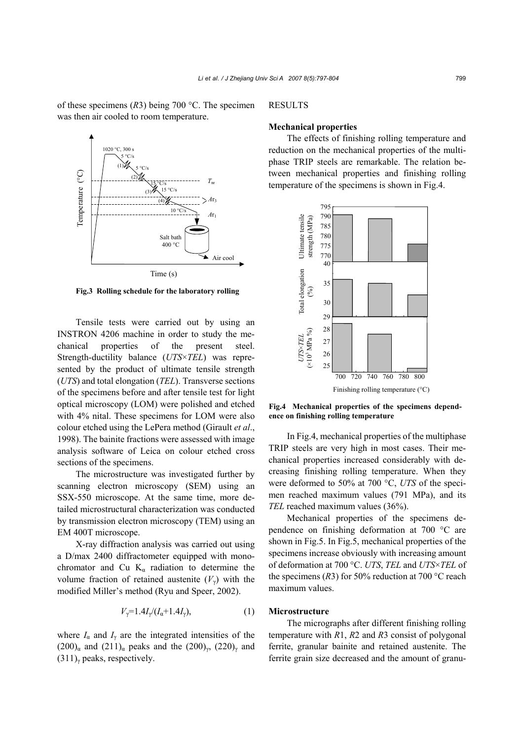of these specimens ($R3$) being 700 °C. The specimen was then air cooled to room temperature.

**Fig.3 Rolling schedule for the laboratory rolling**

Tensile tests were carried out by using an INSTRON 4206 machine in order to study the mechanical properties of the present steel. Strength-ductility balance (*UTS*×*TEL*) was represented by the product of ultimate tensile strength (*UTS*) and total elongation (*TEL*). Transverse sections of the specimens before and after tensile test for light optical microscopy (LOM) were polished and etched with 4% nital. These specimens for LOM were also colour etched using the LePera method (Girault *et al*., 1998). The bainite fractions were assessed with image analysis software of Leica on colour etched cross sections of the specimens.

The microstructure was investigated further by scanning electron microscopy (SEM) using an SSX-550 microscope. At the same time, more detailed microstructural characterization was conducted by transmission electron microscopy (TEM) using an EM 400T microscope.

X-ray diffraction analysis was carried out using a D/max 2400 diffractometer equipped with monochromator and Cu $K_\alpha$ radiation to determine the volume fraction of retained austenite ($V_\gamma$) with the modified Miller's method (Ryu and Speer, 2002).

$$V_\gamma = 1.4I_\gamma/(I_\alpha + 1.4I_\gamma), \tag{1}$$

where $I_\alpha$ and $I_\gamma$ are the integrated intensities of the $(200)_\alpha$ and $(211)_\alpha$ peaks and the $(200)_\gamma$, $(220)_\gamma$ and $(311)_\gamma$ peaks, respectively.

## RESULTS

### Mechanical properties

The effects of finishing rolling temperature and reduction on the mechanical properties of the multiphase TRIP steels are remarkable. The relation between mechanical properties and finishing rolling temperature of the specimens is shown in Fig.4.

**Fig.4 Mechanical properties of the specimens dependence on finishing rolling temperature**

In Fig.4, mechanical properties of the multiphase TRIP steels are very high in most cases. Their mechanical properties increased considerably with decreasing finishing rolling temperature. When they were deformed to 50% at 700 °C, *UTS* of the specimen reached maximum values (791 MPa), and its *TEL* reached maximum values (36%).

Mechanical properties of the specimens dependence on finishing deformation at 700 °C are shown in Fig.5. In Fig.5, mechanical properties of the specimens increase obviously with increasing amount of deformation at 700 °C. *UTS*, *TEL* and *UTS*×*TEL* of the specimens ($R3$) for 50% reduction at 700 °C reach maximum values.

### Microstructure

The micrographs after different finishing rolling temperature with $R1$, $R2$ and $R3$ consist of polygonal ferrite, granular bainite and retained austenite. The ferrite grain size decreased and the amount of granu-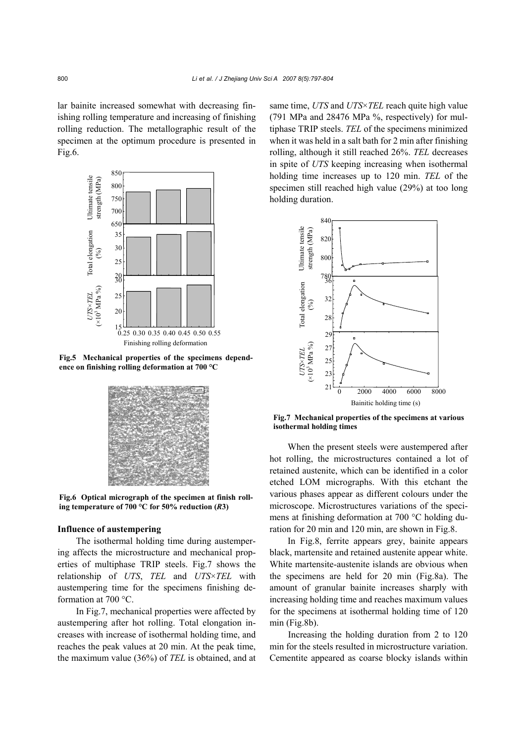lar bainite increased somewhat with decreasing finishing rolling temperature and increasing of finishing rolling reduction. The metallographic result of the specimen at the optimum procedure is presented in Fig.6.

**Fig.5 Mechanical properties of the specimens dependence on finishing rolling deformation at 700 °C**

**Fig.6 Optical micrograph of the specimen at finish rolling temperature of 700 °C for 50% reduction (*R*3)**

### Influence of austempering

The isothermal holding time during austempering affects the microstructure and mechanical properties of multiphase TRIP steels. Fig.7 shows the relationship of *UTS*, *TEL* and *UTS*×*TEL* with austempering time for the specimens finishing deformation at 700 °C.

In Fig.7, mechanical properties were affected by austempering after hot rolling. Total elongation increases with increase of isothermal holding time, and reaches the peak values at 20 min. At the peak time, the maximum value (36%) of *TEL* is obtained, and at same time, *UTS* and *UTS*×*TEL* reach quite high value (791 MPa and 28476 MPa %, respectively) for multiphase TRIP steels. *TEL* of the specimens minimized when it was held in a salt bath for 2 min after finishing rolling, although it still reached 26%. *TEL* decreases in spite of *UTS* keeping increasing when isothermal holding time increases up to 120 min. *TEL* of the specimen still reached high value (29%) at too long holding duration.

**Fig.7 Mechanical properties of the specimens at various isothermal holding times**

When the present steels were austempered after hot rolling, the microstructures contained a lot of retained austenite, which can be identified in a color etched LOM micrographs. With this etchant the various phases appear as different colours under the microscope. Microstructures variations of the specimens at finishing deformation at 700 °C holding duration for 20 min and 120 min, are shown in Fig.8.

In Fig.8, ferrite appears grey, bainite appears black, martensite and retained austenite appear white. White martensite-austenite islands are obvious when the specimens are held for 20 min (Fig.8a). The amount of granular bainite increases sharply with increasing holding time and reaches maximum values for the specimens at isothermal holding time of 120 min (Fig.8b).

Increasing the holding duration from 2 to 120 min for the steels resulted in microstructure variation. Cementite appeared as coarse blocky islands within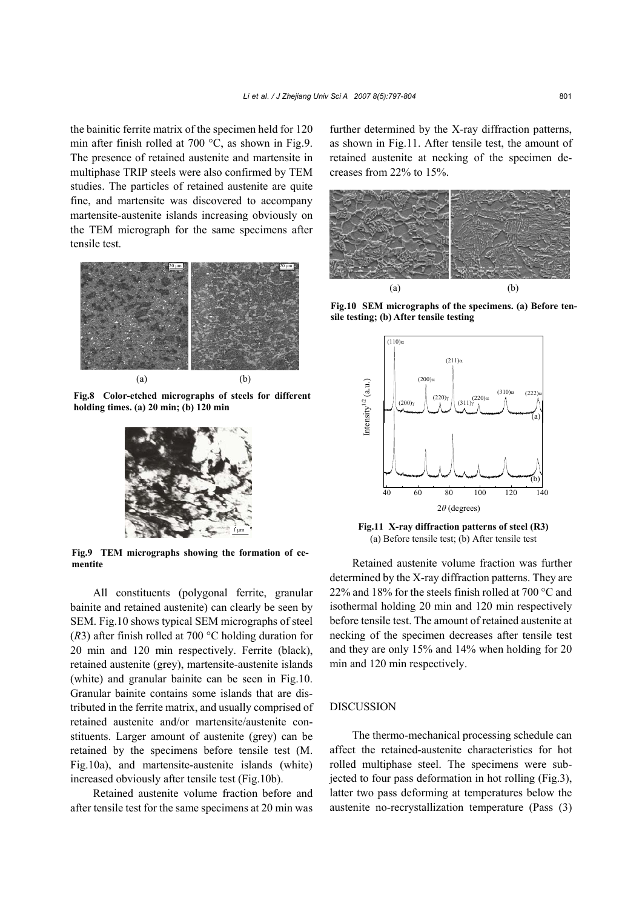the bainitic ferrite matrix of the specimen held for 120 min after finish rolled at 700 °C, as shown in Fig.9. The presence of retained austenite and martensite in multiphase TRIP steels were also confirmed by TEM studies. The particles of retained austenite are quite fine, and martensite was discovered to accompany martensite-austenite islands increasing obviously on the TEM micrograph for the same specimens after tensile test.

**Fig.8 Color-etched micrographs of steels for different holding times. (a) 20 min; (b) 120 min**

**Fig.9 TEM micrographs showing the formation of cementite**

All constituents (polygonal ferrite, granular bainite and retained austenite) can clearly be seen by SEM. Fig.10 shows typical SEM micrographs of steel ($R3$) after finish rolled at 700 °C holding duration for 20 min and 120 min respectively. Ferrite (black), retained austenite (grey), martensite-austenite islands (white) and granular bainite can be seen in Fig.10. Granular bainite contains some islands that are distributed in the ferrite matrix, and usually comprised of retained austenite and/or martensite/austenite constituents. Larger amount of austenite (grey) can be retained by the specimens before tensile test (M. Fig.10a), and martensite-austenite islands (white) increased obviously after tensile test (Fig.10b).

Retained austenite volume fraction before and after tensile test for the same specimens at 20 min was further determined by the X-ray diffraction patterns, as shown in Fig.11. After tensile test, the amount of retained austenite at necking of the specimen decreases from 22% to 15%.

**Fig.10 SEM micrographs of the specimens. (a) Before tensile testing; (b) After tensile testing**

**Fig.11 X-ray diffraction patterns of steel (R3)**
(a) Before tensile test; (b) After tensile test

Retained austenite volume fraction was further determined by the X-ray diffraction patterns. They are 22% and 18% for the steels finish rolled at 700 °C and isothermal holding 20 min and 120 min respectively before tensile test. The amount of retained austenite at necking of the specimen decreases after tensile test and they are only 15% and 14% when holding for 20 min and 120 min respectively.

## DISCUSSION

The thermo-mechanical processing schedule can affect the retained-austenite characteristics for hot rolled multiphase steel. The specimens were subjected to four pass deformation in hot rolling (Fig.3), latter two pass deforming at temperatures below the austenite no-recrystallization temperature (Pass (3)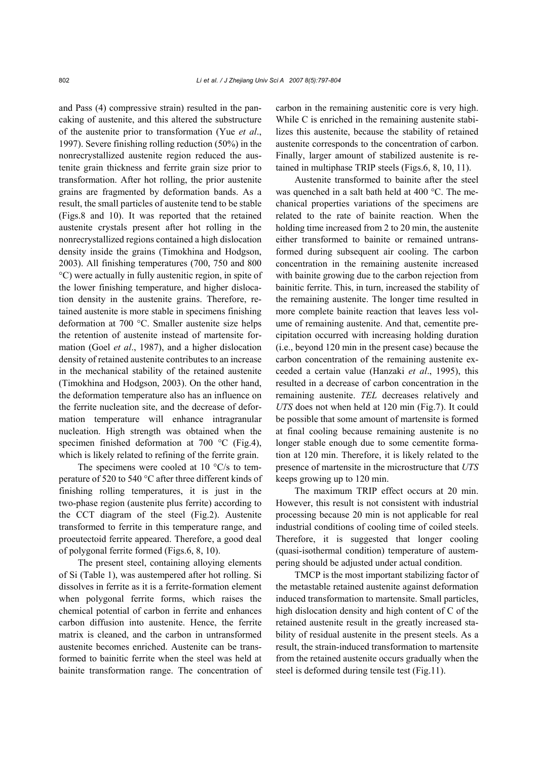and Pass (4) compressive strain) resulted in the pancaking of austenite, and this altered the substructure of the austenite prior to transformation (Yue *et al*., 1997). Severe finishing rolling reduction (50%) in the nonrecrystallized austenite region reduced the austenite grain thickness and ferrite grain size prior to transformation. After hot rolling, the prior austenite grains are fragmented by deformation bands. As a result, the small particles of austenite tend to be stable (Figs.8 and 10). It was reported that the retained austenite crystals present after hot rolling in the nonrecrystallized regions contained a high dislocation density inside the grains (Timokhina and Hodgson, 2003). All finishing temperatures (700, 750 and 800 °C) were actually in fully austenitic region, in spite of the lower finishing temperature, and higher dislocation density in the austenite grains. Therefore, retained austenite is more stable in specimens finishing deformation at 700 °C. Smaller austenite size helps the retention of austenite instead of martensite formation (Goel *et al*., 1987), and a higher dislocation density of retained austenite contributes to an increase in the mechanical stability of the retained austenite (Timokhina and Hodgson, 2003). On the other hand, the deformation temperature also has an influence on the ferrite nucleation site, and the decrease of deformation temperature will enhance intragranular nucleation. High strength was obtained when the specimen finished deformation at 700 °C (Fig.4), which is likely related to refining of the ferrite grain.

The specimens were cooled at 10 °C/s to temperature of 520 to 540 °C after three different kinds of finishing rolling temperatures, it is just in the two-phase region (austenite plus ferrite) according to the CCT diagram of the steel (Fig.2). Austenite transformed to ferrite in this temperature range, and proeutectoid ferrite appeared. Therefore, a good deal of polygonal ferrite formed (Figs.6, 8, 10).

The present steel, containing alloying elements of Si (Table 1), was austempered after hot rolling. Si dissolves in ferrite as it is a ferrite-formation element when polygonal ferrite forms, which raises the chemical potential of carbon in ferrite and enhances carbon diffusion into austenite. Hence, the ferrite matrix is cleaned, and the carbon in untransformed austenite becomes enriched. Austenite can be transformed to bainitic ferrite when the steel was held at bainite transformation range. The concentration of carbon in the remaining austenitic core is very high. While C is enriched in the remaining austenite stabilizes this austenite, because the stability of retained austenite corresponds to the concentration of carbon. Finally, larger amount of stabilized austenite is retained in multiphase TRIP steels (Figs.6, 8, 10, 11).

Austenite transformed to bainite after the steel was quenched in a salt bath held at 400 °C. The mechanical properties variations of the specimens are related to the rate of bainite reaction. When the holding time increased from 2 to 20 min, the austenite either transformed to bainite or remained untransformed during subsequent air cooling. The carbon concentration in the remaining austenite increased with bainite growing due to the carbon rejection from bainitic ferrite. This, in turn, increased the stability of the remaining austenite. The longer time resulted in more complete bainite reaction that leaves less volume of remaining austenite. And that, cementite precipitation occurred with increasing holding duration (i.e., beyond 120 min in the present case) because the carbon concentration of the remaining austenite exceeded a certain value (Hanzaki *et al*., 1995), this resulted in a decrease of carbon concentration in the remaining austenite. *TEL* decreases relatively and *UTS* does not when held at 120 min (Fig.7). It could be possible that some amount of martensite is formed at final cooling because remaining austenite is no longer stable enough due to some cementite formation at 120 min. Therefore, it is likely related to the presence of martensite in the microstructure that *UTS* keeps growing up to 120 min.

The maximum TRIP effect occurs at 20 min. However, this result is not consistent with industrial processing because 20 min is not applicable for real industrial conditions of cooling time of coiled steels. Therefore, it is suggested that longer cooling (quasi-isothermal condition) temperature of austempering should be adjusted under actual condition.

TMCP is the most important stabilizing factor of the metastable retained austenite against deformation induced transformation to martensite. Small particles, high dislocation density and high content of C of the retained austenite result in the greatly increased stability of residual austenite in the present steels. As a result, the strain-induced transformation to martensite from the retained austenite occurs gradually when the steel is deformed during tensile test (Fig.11).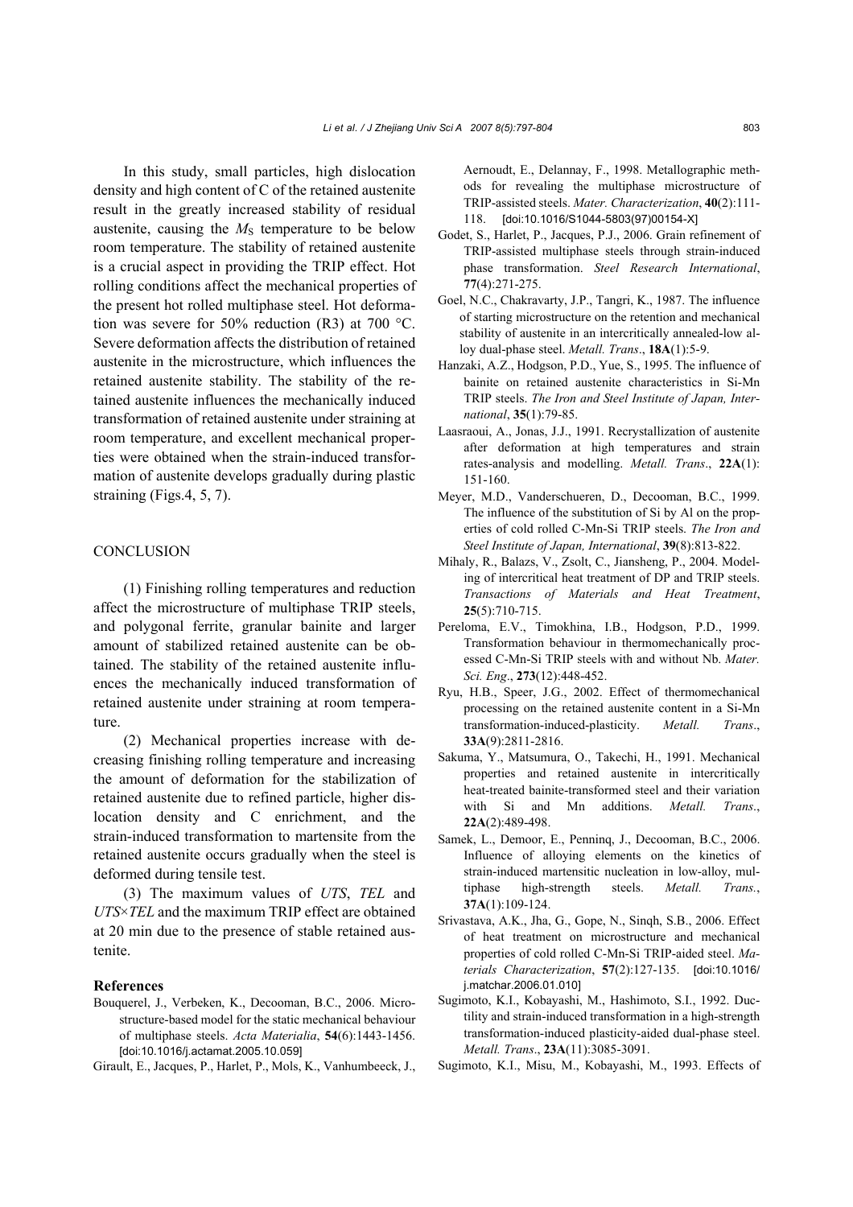In this study, small particles, high dislocation density and high content of C of the retained austenite result in the greatly increased stability of residual austenite, causing the $M_S$ temperature to be below room temperature. The stability of retained austenite is a crucial aspect in providing the TRIP effect. Hot rolling conditions affect the mechanical properties of the present hot rolled multiphase steel. Hot deformation was severe for 50% reduction (R3) at 700 °C. Severe deformation affects the distribution of retained austenite in the microstructure, which influences the retained austenite stability. The stability of the retained austenite influences the mechanically induced transformation of retained austenite under straining at room temperature, and excellent mechanical properties were obtained when the strain-induced transformation of austenite develops gradually during plastic straining (Figs.4, 5, 7).

## CONCLUSION

(1) Finishing rolling temperatures and reduction affect the microstructure of multiphase TRIP steels, and polygonal ferrite, granular bainite and larger amount of stabilized retained austenite can be obtained. The stability of the retained austenite influences the mechanically induced transformation of retained austenite under straining at room temperature.

(2) Mechanical properties increase with decreasing finishing rolling temperature and increasing the amount of deformation for the stabilization of retained austenite due to refined particle, higher dislocation density and C enrichment, and the strain-induced transformation to martensite from the retained austenite occurs gradually when the steel is deformed during tensile test.

(3) The maximum values of *UTS*, *TEL* and *UTS*×*TEL* and the maximum TRIP effect are obtained at 20 min due to the presence of stable retained austenite.

## References

Bouquerel, J., Verbeken, K., Decooman, B.C., 2006. Microstructure-based model for the static mechanical behaviour of multiphase steels. *Acta Materialia*, **54**(6):1443-1456. [doi:10.1016/j.actamat.2005.10.059]

Girault, E., Jacques, P., Harlet, P., Mols, K., Vanhumbeeck, J., Aernoudt, E., Delannay, F., 1998. Metallographic methods for revealing the multiphase microstructure of TRIP-assisted steels. *Mater. Characterization*, **40**(2):111-118. [doi:10.1016/S1044-5803(97)00154-X]

Godet, S., Harlet, P., Jacques, P.J., 2006. Grain refinement of TRIP-assisted multiphase steels through strain-induced phase transformation. *Steel Research International*, **77**(4):271-275.

Goel, N.C., Chakravarty, J.P., Tangri, K., 1987. The influence of starting microstructure on the retention and mechanical stability of austenite in an intercritically annealed-low alloy dual-phase steel. *Metall. Trans*., **18A**(1):5-9.

Hanzaki, A.Z., Hodgson, P.D., Yue, S., 1995. The influence of bainite on retained austenite characteristics in Si-Mn TRIP steels. *The Iron and Steel Institute of Japan, International*, **35**(1):79-85.

Laasraoui, A., Jonas, J.J., 1991. Recrystallization of austenite after deformation at high temperatures and strain rates-analysis and modelling. *Metall. Trans*., **22A**(1): 151-160.

Meyer, M.D., Vanderschueren, D., Decooman, B.C., 1999. The influence of the substitution of Si by Al on the properties of cold rolled C-Mn-Si TRIP steels. *The Iron and Steel Institute of Japan, International*, **39**(8):813-822.

Mihaly, R., Balazs, V., Zsolt, C., Jiansheng, P., 2004. Modeling of intercritical heat treatment of DP and TRIP steels. *Transactions of Materials and Heat Treatment*, **25**(5):710-715.

Pereloma, E.V., Timokhina, I.B., Hodgson, P.D., 1999. Transformation behaviour in thermomechanically processed C-Mn-Si TRIP steels with and without Nb. *Mater. Sci. Eng*., **273**(12):448-452.

Ryu, H.B., Speer, J.G., 2002. Effect of thermomechanical processing on the retained austenite content in a Si-Mn transformation-induced-plasticity. *Metall. Trans*., **33A**(9):2811-2816.

Sakuma, Y., Matsumura, O., Takechi, H., 1991. Mechanical properties and retained austenite in intercritically heat-treated bainite-transformed steel and their variation with Si and Mn additions. *Metall. Trans*., **22A**(2):489-498.

Samek, L., Demoor, E., Penninq, J., Decooman, B.C., 2006. Influence of alloying elements on the kinetics of strain-induced martensitic nucleation in low-alloy, multiphase high-strength steels. *Metall. Trans.*, **37A**(1):109-124.

Srivastava, A.K., Jha, G., Gope, N., Sinqh, S.B., 2006. Effect of heat treatment on microstructure and mechanical properties of cold rolled C-Mn-Si TRIP-aided steel. *Materials Characterization*, **57**(2):127-135. [doi:10.1016/j.matchar.2006.01.010]

Sugimoto, K.I., Kobayashi, M., Hashimoto, S.I., 1992. Ductility and strain-induced transformation in a high-strength transformation-induced plasticity-aided dual-phase steel. *Metall. Trans*., **23A**(11):3085-3091.

Sugimoto, K.I., Misu, M., Kobayashi, M., 1993. Effects of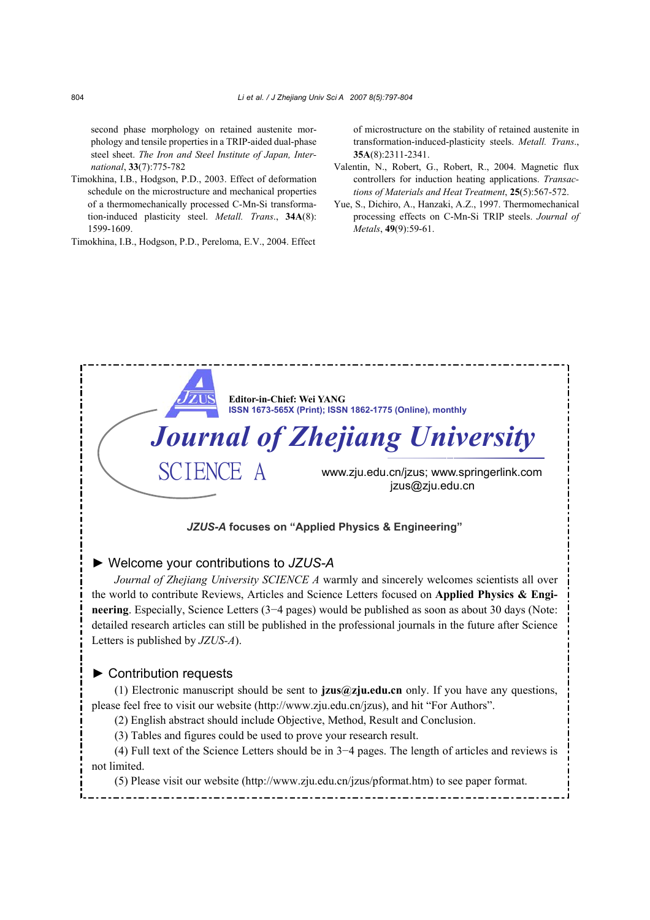second phase morphology on retained austenite morphology and tensile properties in a TRIP-aided dual-phase steel sheet. *The Iron and Steel Institute of Japan, International*, **33**(7):775-782

Timokhina, I.B., Hodgson, P.D., 2003. Effect of deformation schedule on the microstructure and mechanical properties of a thermomechanically processed C-Mn-Si transformation-induced plasticity steel. *Metall. Trans.*, **34A**(8): 1599-1609.

Timokhina, I.B., Hodgson, P.D., Pereloma, E.V., 2004. Effect of microstructure on the stability of retained austenite in transformation-induced-plasticity steels. *Metall. Trans.*, **35A**(8):2311-2341.

Valentin, N., Robert, G., Robert, R., 2004. Magnetic flux controllers for induction heating applications. *Transactions of Materials and Heat Treatment*, **25**(5):567-572.

Yue, S., Dichiro, A., Hanzaki, A.Z., 1997. Thermomechanical processing effects on C-Mn-Si TRIP steels. *Journal of Metals*, **49**(9):59-61.

---

JZUS A

**Editor-in-Chief: Wei YANG**

**ISSN 1673-565X (Print); ISSN 1862-1775 (Online), monthly**

# *Journal of Zhejiang University* SCIENCE A

www.zju.edu.cn/jzus; www.springerlink.com
jzus@zju.edu.cn

***JZUS-A* focuses on "Applied Physics & Engineering"**

## ► Welcome your contributions to *JZUS-A*

*Journal of Zhejiang University SCIENCE A* warmly and sincerely welcomes scientists all over the world to contribute Reviews, Articles and Science Letters focused on **Applied Physics & Engineering**. Especially, Science Letters (3−4 pages) would be published as soon as about 30 days (Note: detailed research articles can still be published in the professional journals in the future after Science Letters is published by *JZUS-A*).

## ► Contribution requests

(1) Electronic manuscript should be sent to **jzus@zju.edu.cn** only. If you have any questions, please feel free to visit our website (http://www.zju.edu.cn/jzus), and hit "For Authors".

(2) English abstract should include Objective, Method, Result and Conclusion.

(3) Tables and figures could be used to prove your research result.

(4) Full text of the Science Letters should be in 3−4 pages. The length of articles and reviews is not limited.

(5) Please visit our website (http://www.zju.edu.cn/jzus/pformat.htm) to see paper format.